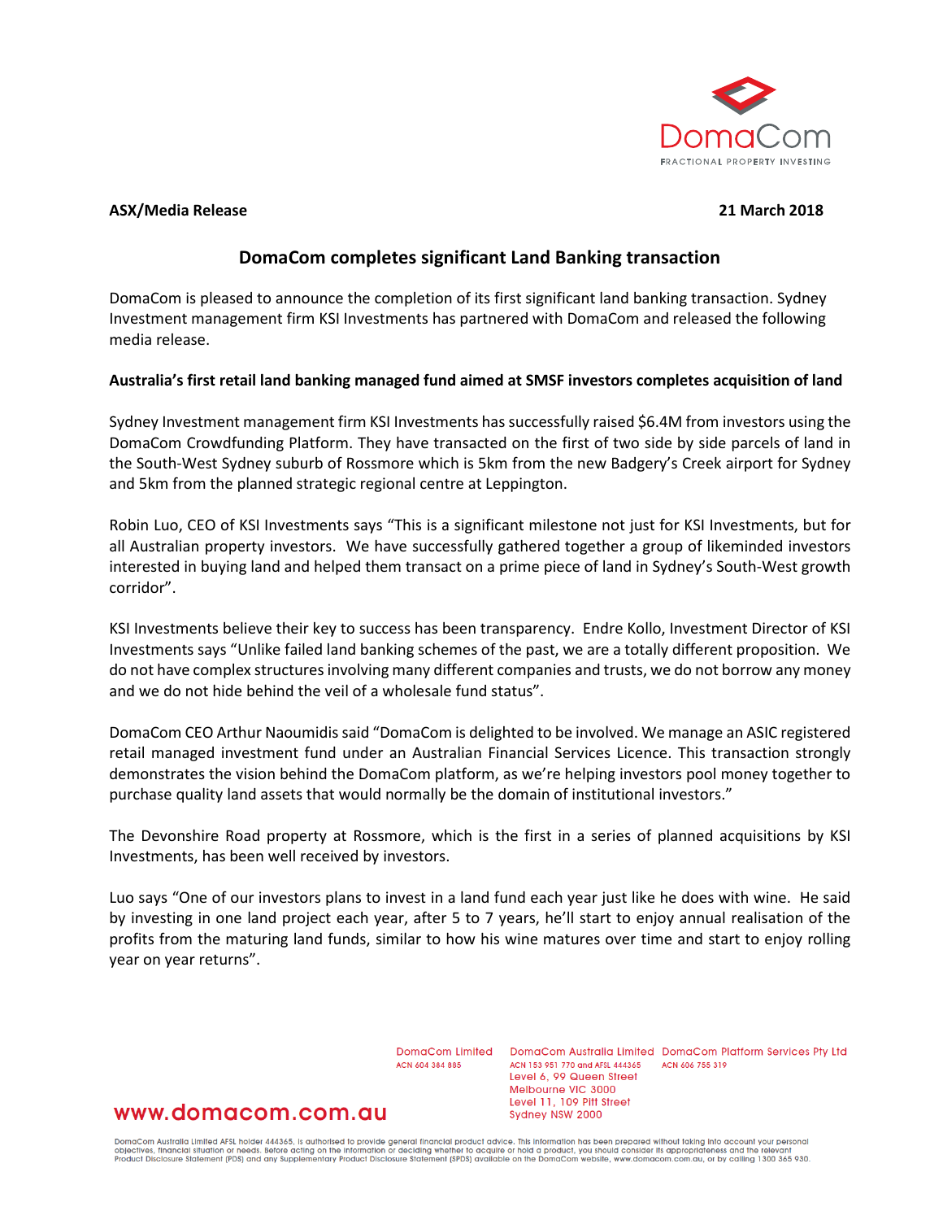**ASX/Media Release** **21 March 2018**

# DomaCom completes significant Land Banking transaction

DomaCom is pleased to announce the completion of its first significant land banking transaction. Sydney Investment management firm KSI Investments has partnered with DomaCom and released the following media release.

**Australia's first retail land banking managed fund aimed at SMSF investors completes acquisition of land**

Sydney Investment management firm KSI Investments has successfully raised $6.4M from investors using the DomaCom Crowdfunding Platform. They have transacted on the first of two side by side parcels of land in the South-West Sydney suburb of Rossmore which is 5km from the new Badgery's Creek airport for Sydney and 5km from the planned strategic regional centre at Leppington.

Robin Luo, CEO of KSI Investments says "This is a significant milestone not just for KSI Investments, but for all Australian property investors. We have successfully gathered together a group of likeminded investors interested in buying land and helped them transact on a prime piece of land in Sydney's South-West growth corridor".

KSI Investments believe their key to success has been transparency. Endre Kollo, Investment Director of KSI Investments says "Unlike failed land banking schemes of the past, we are a totally different proposition. We do not have complex structures involving many different companies and trusts, we do not borrow any money and we do not hide behind the veil of a wholesale fund status".

DomaCom CEO Arthur Naoumidis said "DomaCom is delighted to be involved. We manage an ASIC registered retail managed investment fund under an Australian Financial Services Licence. This transaction strongly demonstrates the vision behind the DomaCom platform, as we're helping investors pool money together to purchase quality land assets that would normally be the domain of institutional investors."

The Devonshire Road property at Rossmore, which is the first in a series of planned acquisitions by KSI Investments, has been well received by investors.

Luo says "One of our investors plans to invest in a land fund each year just like he does with wine. He said by investing in one land project each year, after 5 to 7 years, he'll start to enjoy annual realisation of the profits from the maturing land funds, similar to how his wine matures over time and start to enjoy rolling year on year returns".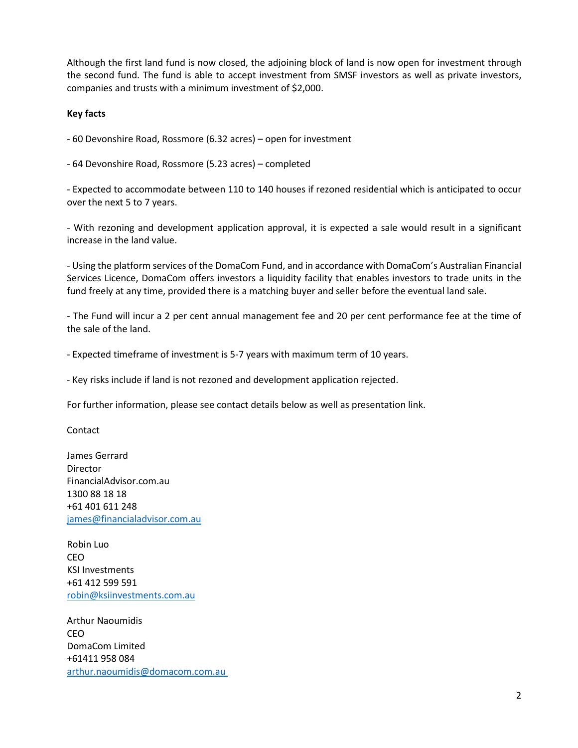Although the first land fund is now closed, the adjoining block of land is now open for investment through the second fund. The fund is able to accept investment from SMSF investors as well as private investors, companies and trusts with a minimum investment of $2,000.

**Key facts**

- 60 Devonshire Road, Rossmore (6.32 acres) – open for investment

- 64 Devonshire Road, Rossmore (5.23 acres) – completed

- Expected to accommodate between 110 to 140 houses if rezoned residential which is anticipated to occur over the next 5 to 7 years.

- With rezoning and development application approval, it is expected a sale would result in a significant increase in the land value.

- Using the platform services of the DomaCom Fund, and in accordance with DomaCom's Australian Financial Services Licence, DomaCom offers investors a liquidity facility that enables investors to trade units in the fund freely at any time, provided there is a matching buyer and seller before the eventual land sale.

- The Fund will incur a 2 per cent annual management fee and 20 per cent performance fee at the time of the sale of the land.

- Expected timeframe of investment is 5-7 years with maximum term of 10 years.

- Key risks include if land is not rezoned and development application rejected.

For further information, please see contact details below as well as presentation link.

Contact

James Gerrard
Director
FinancialAdvisor.com.au
1300 88 18 18
+61 401 611 248
james@financialadvisor.com.au

Robin Luo
CEO
KSI Investments
+61 412 599 591
robin@ksiinvestments.com.au

Arthur Naoumidis
CEO
DomaCom Limited
+61411 958 084
arthur.naoumidis@domacom.com.au